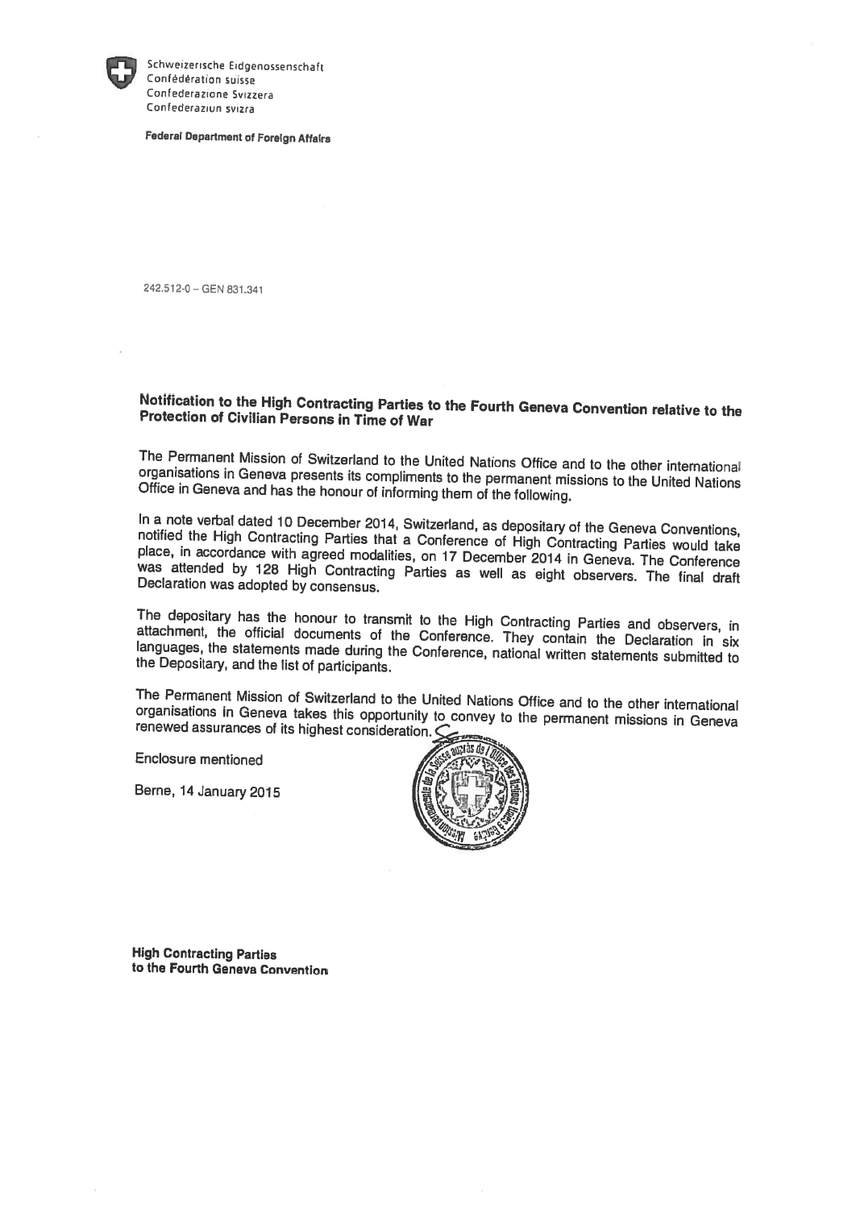Schweizerische Eidgenossenschaft
Confédération suisse
Confederazione Svizzera
Confederaziun svizra

**Federal Department of Foreign Affairs**

242.512-0 – GEN 831.341

## Notification to the High Contracting Parties to the Fourth Geneva Convention relative to the Protection of Civilian Persons in Time of War

The Permanent Mission of Switzerland to the United Nations Office and to the other international organisations in Geneva presents its compliments to the permanent missions to the United Nations Office in Geneva and has the honour of informing them of the following.

In a note verbal dated 10 December 2014, Switzerland, as depositary of the Geneva Conventions, notified the High Contracting Parties that a Conference of High Contracting Parties would take place, in accordance with agreed modalities, on 17 December 2014 in Geneva. The Conference was attended by 128 High Contracting Parties as well as eight observers. The final draft Declaration was adopted by consensus.

The depositary has the honour to transmit to the High Contracting Parties and observers, in attachment, the official documents of the Conference. They contain the Declaration in six languages, the statements made during the Conference, national written statements submitted to the Depositary, and the list of participants.

The Permanent Mission of Switzerland to the United Nations Office and to the other international organisations in Geneva takes this opportunity to convey to the permanent missions in Geneva renewed assurances of its highest consideration.

Enclosure mentioned

Berne, 14 January 2015

**High Contracting Parties**
**to the Fourth Geneva Convention**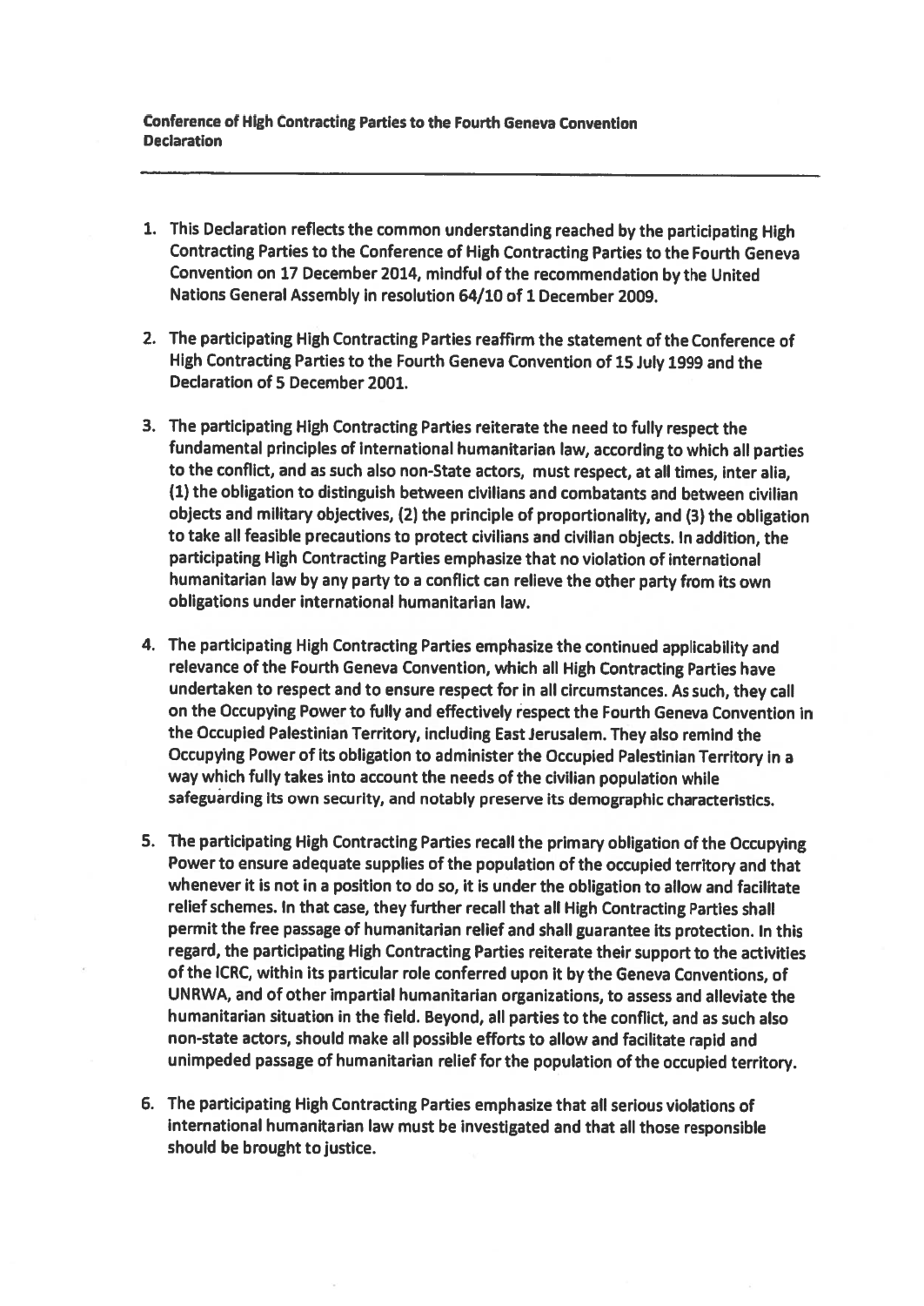**Conference of High Contracting Parties to the Fourth Geneva Convention**
**Declaration**

---

1. This Declaration reflects the common understanding reached by the participating High Contracting Parties to the Conference of High Contracting Parties to the Fourth Geneva Convention on 17 December 2014, mindful of the recommendation by the United Nations General Assembly in resolution 64/10 of 1 December 2009.

2. The participating High Contracting Parties reaffirm the statement of the Conference of High Contracting Parties to the Fourth Geneva Convention of 15 July 1999 and the Declaration of 5 December 2001.

3. The participating High Contracting Parties reiterate the need to fully respect the fundamental principles of international humanitarian law, according to which all parties to the conflict, and as such also non-State actors, must respect, at all times, inter alia, (1) the obligation to distinguish between civilians and combatants and between civilian objects and military objectives, (2) the principle of proportionality, and (3) the obligation to take all feasible precautions to protect civilians and civilian objects. In addition, the participating High Contracting Parties emphasize that no violation of international humanitarian law by any party to a conflict can relieve the other party from its own obligations under international humanitarian law.

4. The participating High Contracting Parties emphasize the continued applicability and relevance of the Fourth Geneva Convention, which all High Contracting Parties have undertaken to respect and to ensure respect for in all circumstances. As such, they call on the Occupying Power to fully and effectively respect the Fourth Geneva Convention in the Occupied Palestinian Territory, including East Jerusalem. They also remind the Occupying Power of its obligation to administer the Occupied Palestinian Territory in a way which fully takes into account the needs of the civilian population while safeguarding its own security, and notably preserve its demographic characteristics.

5. The participating High Contracting Parties recall the primary obligation of the Occupying Power to ensure adequate supplies of the population of the occupied territory and that whenever it is not in a position to do so, it is under the obligation to allow and facilitate relief schemes. In that case, they further recall that all High Contracting Parties shall permit the free passage of humanitarian relief and shall guarantee its protection. In this regard, the participating High Contracting Parties reiterate their support to the activities of the ICRC, within its particular role conferred upon it by the Geneva Conventions, of UNRWA, and of other impartial humanitarian organizations, to assess and alleviate the humanitarian situation in the field. Beyond, all parties to the conflict, and as such also non-state actors, should make all possible efforts to allow and facilitate rapid and unimpeded passage of humanitarian relief for the population of the occupied territory.

6. The participating High Contracting Parties emphasize that all serious violations of international humanitarian law must be investigated and that all those responsible should be brought to justice.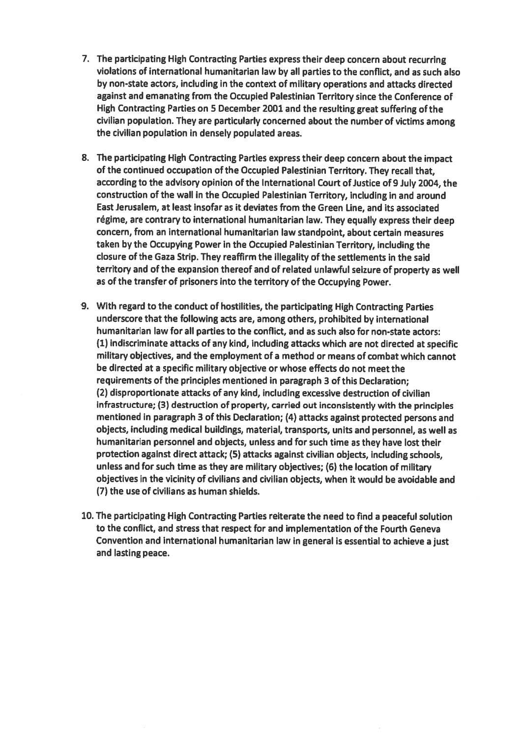7. The participating High Contracting Parties express their deep concern about recurring violations of international humanitarian law by all parties to the conflict, and as such also by non-state actors, including in the context of military operations and attacks directed against and emanating from the Occupied Palestinian Territory since the Conference of High Contracting Parties on 5 December 2001 and the resulting great suffering of the civilian population. They are particularly concerned about the number of victims among the civilian population in densely populated areas.

8. The participating High Contracting Parties express their deep concern about the impact of the continued occupation of the Occupied Palestinian Territory. They recall that, according to the advisory opinion of the International Court of Justice of 9 July 2004, the construction of the wall in the Occupied Palestinian Territory, including in and around East Jerusalem, at least insofar as it deviates from the Green Line, and its associated régime, are contrary to international humanitarian law. They equally express their deep concern, from an international humanitarian law standpoint, about certain measures taken by the Occupying Power in the Occupied Palestinian Territory, including the closure of the Gaza Strip. They reaffirm the illegality of the settlements in the said territory and of the expansion thereof and of related unlawful seizure of property as well as of the transfer of prisoners into the territory of the Occupying Power.

9. With regard to the conduct of hostilities, the participating High Contracting Parties underscore that the following acts are, among others, prohibited by international humanitarian law for all parties to the conflict, and as such also for non-state actors: (1) indiscriminate attacks of any kind, including attacks which are not directed at specific military objectives, and the employment of a method or means of combat which cannot be directed at a specific military objective or whose effects do not meet the requirements of the principles mentioned in paragraph 3 of this Declaration; (2) disproportionate attacks of any kind, including excessive destruction of civilian infrastructure; (3) destruction of property, carried out inconsistently with the principles mentioned in paragraph 3 of this Declaration; (4) attacks against protected persons and objects, including medical buildings, material, transports, units and personnel, as well as humanitarian personnel and objects, unless and for such time as they have lost their protection against direct attack; (5) attacks against civilian objects, including schools, unless and for such time as they are military objectives; (6) the location of military objectives in the vicinity of civilians and civilian objects, when it would be avoidable and (7) the use of civilians as human shields.

10. The participating High Contracting Parties reiterate the need to find a peaceful solution to the conflict, and stress that respect for and implementation of the Fourth Geneva Convention and international humanitarian law in general is essential to achieve a just and lasting peace.